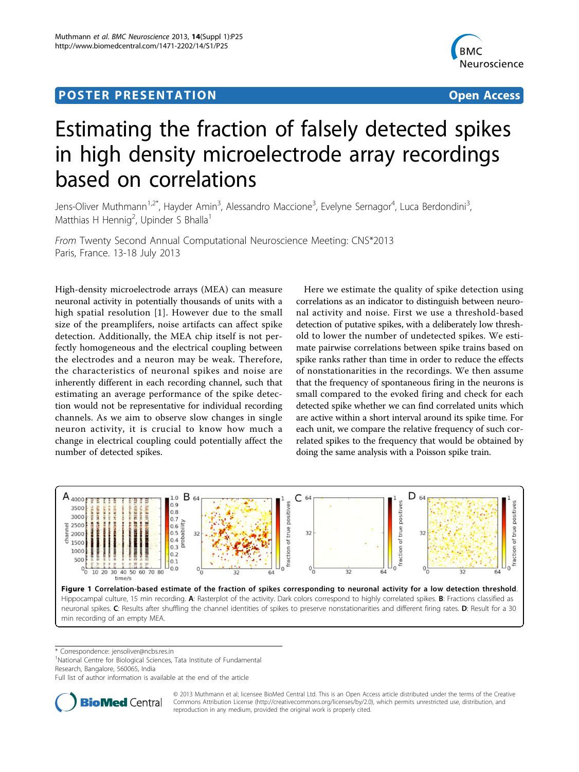POSTER PRESENTATION Open Access

# Estimating the fraction of falsely detected spikes in high density microelectrode array recordings based on correlations

Jens-Oliver Muthmann[1,2*], Hayder Amin[3], Alessandro Maccione[3], Evelyne Sernagor[4], Luca Berdondini[3], Matthias H Hennig[2], Upinder S Bhalla[1]

*From* Twenty Second Annual Computational Neuroscience Meeting: CNS*2013
Paris, France. 13-18 July 2013

High-density microelectrode arrays (MEA) can measure neuronal activity in potentially thousands of units with a high spatial resolution [1]. However due to the small size of the preamplifers, noise artifacts can affect spike detection. Additionally, the MEA chip itself is not perfectly homogeneous and the electrical coupling between the electrodes and a neuron may be weak. Therefore, the characteristics of neuronal spikes and noise are inherently different in each recording channel, such that estimating an average performance of the spike detection would not be representative for individual recording channels. As we aim to observe slow changes in single neuron activity, it is crucial to know how much a change in electrical coupling could potentially affect the number of detected spikes.

Here we estimate the quality of spike detection using correlations as an indicator to distinguish between neuronal activity and noise. First we use a threshold-based detection of putative spikes, with a deliberately low threshold to lower the number of undetected spikes. We estimate pairwise correlations between spike trains based on spike ranks rather than time in order to reduce the effects of nonstationarities in the recordings. We then assume that the frequency of spontaneous firing in the neurons is small compared to the evoked firing and check for each detected spike whether we can find correlated units which are active within a short interval around its spike time. For each unit, we compare the relative frequency of such correlated spikes to the frequency that would be obtained by doing the same analysis with a Poisson spike train.

**Figure 1 Correlation-based estimate of the fraction of spikes corresponding to neuronal activity for a low detection threshold.** Hippocampal culture, 15 min recording. **A**: Rasterplot of the activity. Dark colors correspond to highly correlated spikes. **B**: Fractions classified as neuronal spikes. **C**: Results after shuffling the channel identities of spikes to preserve nonstationarities and different firing rates. **D**: Result for a 30 min recording of an empty MEA.

\* Correspondence: jensoliver@ncbs.res.in
[1]National Centre for Biological Sciences, Tata Institute of Fundamental Research, Bangalore, 560065, India
Full list of author information is available at the end of the article

© 2013 Muthmann et al; licensee BioMed Central Ltd. This is an Open Access article distributed under the terms of the Creative Commons Attribution License (http://creativecommons.org/licenses/by/2.0), which permits unrestricted use, distribution, and reproduction in any medium, provided the original work is properly cited.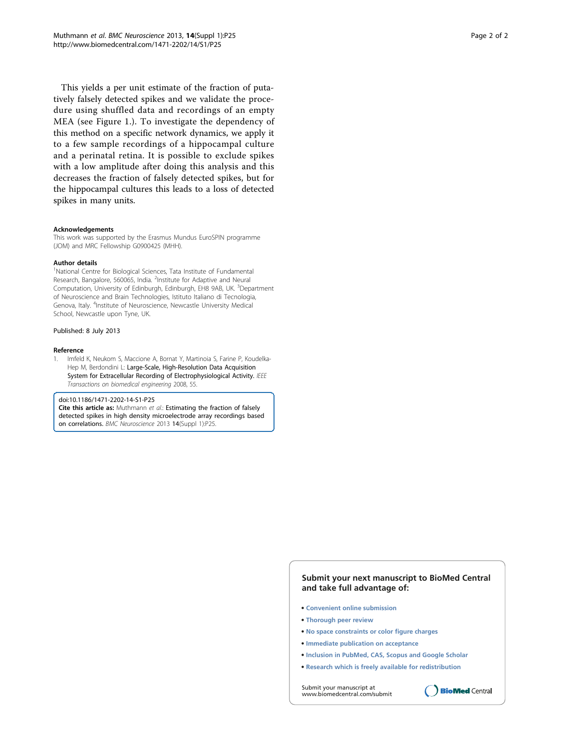This yields a per unit estimate of the fraction of putatively falsely detected spikes and we validate the procedure using shuffled data and recordings of an empty MEA (see Figure 1.). To investigate the dependency of this method on a specific network dynamics, we apply it to a few sample recordings of a hippocampal culture and a perinatal retina. It is possible to exclude spikes with a low amplitude after doing this analysis and this decreases the fraction of falsely detected spikes, but for the hippocampal cultures this leads to a loss of detected spikes in many units.

#### Acknowledgements

This work was supported by the Erasmus Mundus EuroSPIN programme (JOM) and MRC Fellowship G0900425 (MHH).

#### Author details

[1]National Centre for Biological Sciences, Tata Institute of Fundamental Research, Bangalore, 560065, India. [2]Institute for Adaptive and Neural Computation, University of Edinburgh, Edinburgh, EH8 9AB, UK. [3]Department of Neuroscience and Brain Technologies, Istituto Italiano di Tecnologia, Genova, Italy. [4]Institute of Neuroscience, Newcastle University Medical School, Newcastle upon Tyne, UK.

Published: 8 July 2013

#### Reference

1. Imfeld K, Neukom S, Maccione A, Bornat Y, Martinoia S, Farine P, Koudelka-Hep M, Berdondini L: **Large-Scale, High-Resolution Data Acquisition System for Extracellular Recording of Electrophysiological Activity.** *IEEE Transactions on biomedical engineering* 2008, 55.

doi:10.1186/1471-2202-14-S1-P25
**Cite this article as:** Muthmann *et al.*: Estimating the fraction of falsely detected spikes in high density microelectrode array recordings based on correlations. *BMC Neuroscience* 2013 **14**(Suppl 1):P25.

**Submit your next manuscript to BioMed Central and take full advantage of:**

- Convenient online submission
- Thorough peer review
- No space constraints or color figure charges
- Immediate publication on acceptance
- Inclusion in PubMed, CAS, Scopus and Google Scholar
- Research which is freely available for redistribution

Submit your manuscript at www.biomedcentral.com/submit

BioMed Central